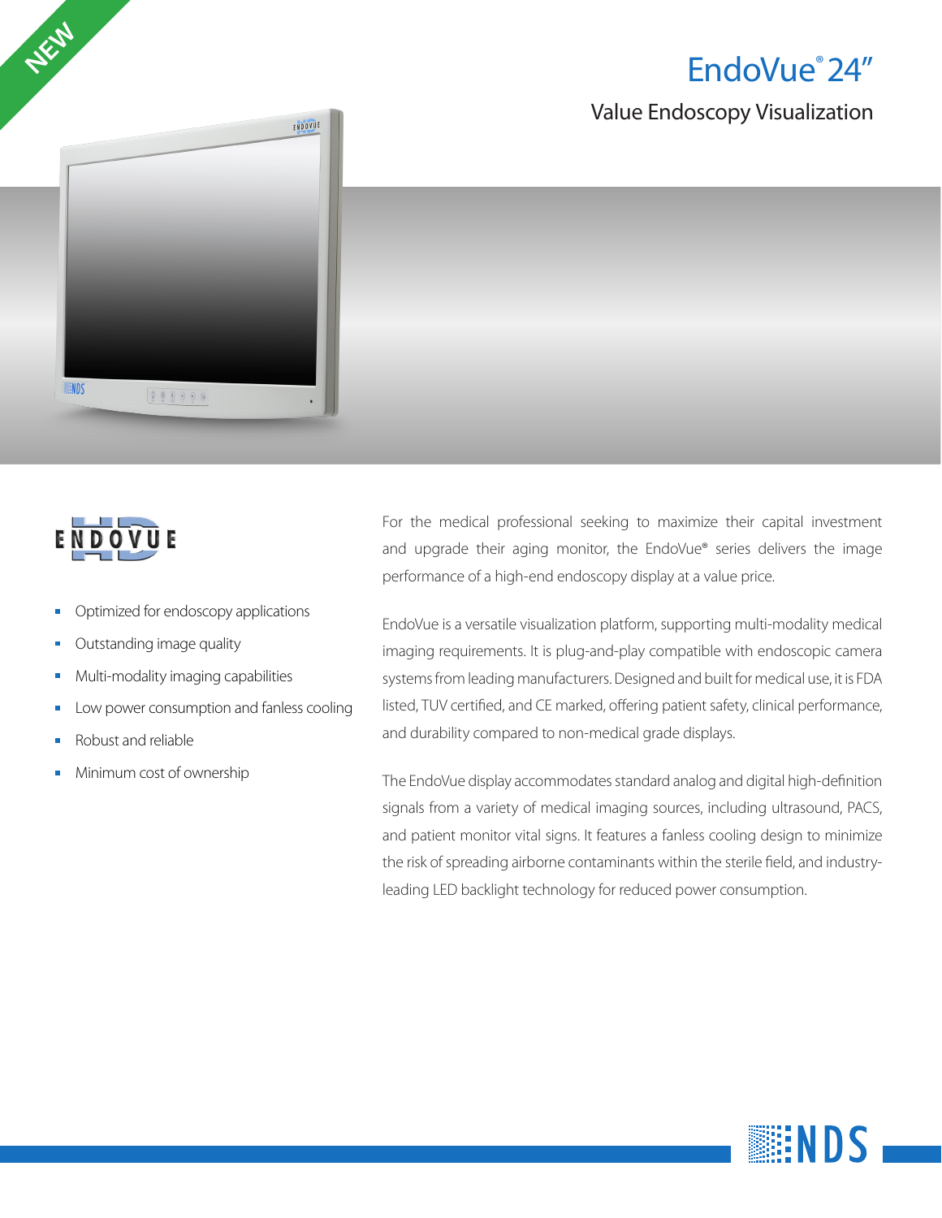NEW

# EndoVue® 24"

## Value Endoscopy Visualization

ENDOVUE HD

- Optimized for endoscopy applications
- Outstanding image quality
- Multi-modality imaging capabilities
- Low power consumption and fanless cooling
- Robust and reliable
- Minimum cost of ownership

For the medical professional seeking to maximize their capital investment and upgrade their aging monitor, the EndoVue® series delivers the image performance of a high-end endoscopy display at a value price.

EndoVue is a versatile visualization platform, supporting multi-modality medical imaging requirements. It is plug-and-play compatible with endoscopic camera systems from leading manufacturers. Designed and built for medical use, it is FDA listed, TUV certified, and CE marked, offering patient safety, clinical performance, and durability compared to non-medical grade displays.

The EndoVue display accommodates standard analog and digital high-definition signals from a variety of medical imaging sources, including ultrasound, PACS, and patient monitor vital signs. It features a fanless cooling design to minimize the risk of spreading airborne contaminants within the sterile field, and industry-leading LED backlight technology for reduced power consumption.

NDS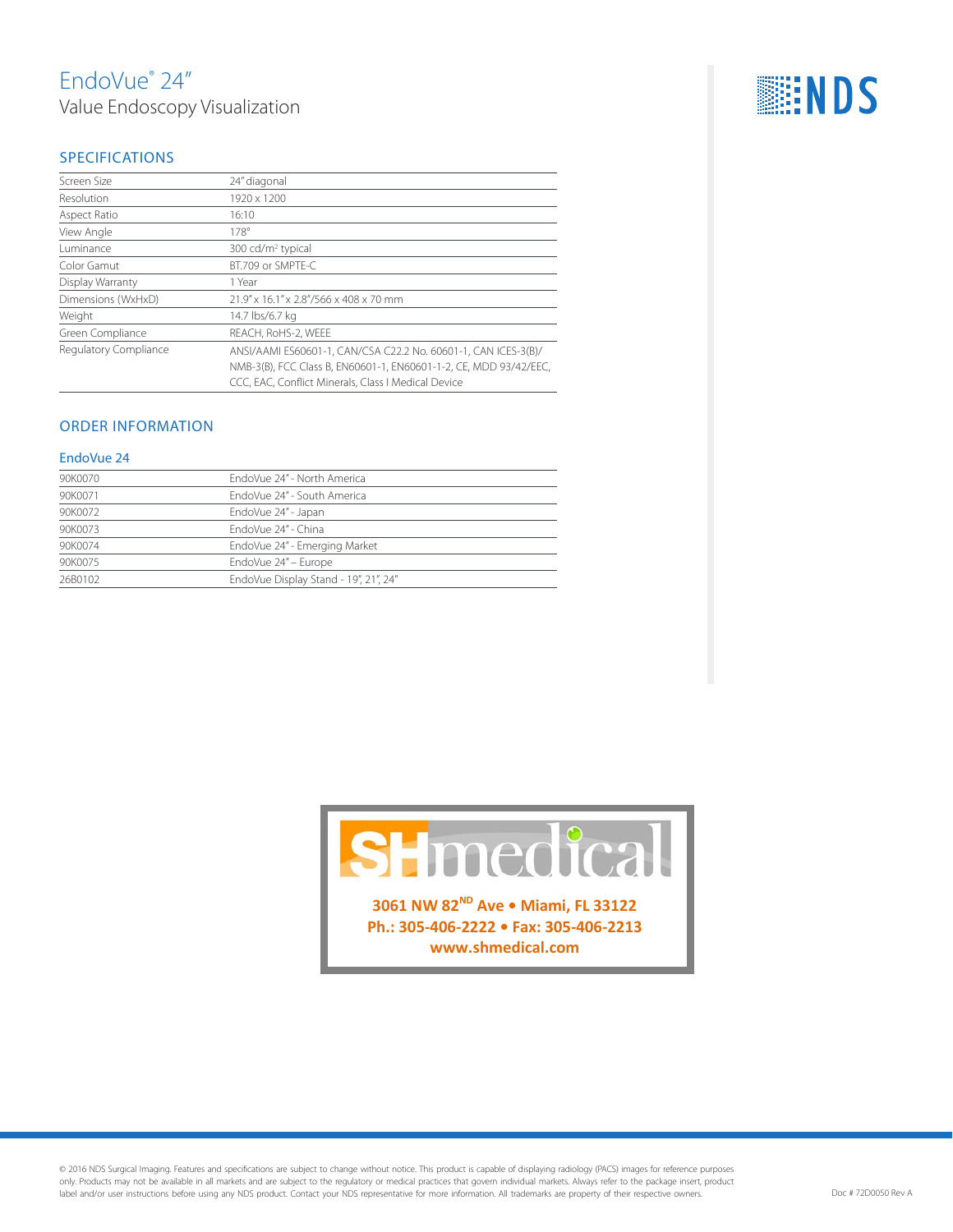# EndoVue® 24″

Value Endoscopy Visualization

NDS

## SPECIFICATIONS

| | |
|---|---|
| Screen Size | 24″ diagonal |
| Resolution | 1920 x 1200 |
| Aspect Ratio | 16:10 |
| View Angle | 178° |
| Luminance | 300 cd/m² typical |
| Color Gamut | BT.709 or SMPTE-C |
| Display Warranty | 1 Year |
| Dimensions (WxHxD) | 21.9″ x 16.1″ x 2.8″/566 x 408 x 70 mm |
| Weight | 14.7 lbs/6.7 kg |
| Green Compliance | REACH, RoHS-2, WEEE |
| Regulatory Compliance | ANSI/AAMI ES60601-1, CAN/CSA C22.2 No. 60601-1, CAN ICES-3(B)/ NMB-3(B), FCC Class B, EN60601-1, EN60601-1-2, CE, MDD 93/42/EEC, CCC, EAC, Conflict Minerals, Class I Medical Device |

## ORDER INFORMATION

### EndoVue 24

| | |
|---|---|
| 90K0070 | EndoVue 24″ - North America |
| 90K0071 | EndoVue 24″ - South America |
| 90K0072 | EndoVue 24″ - Japan |
| 90K0073 | EndoVue 24″ - China |
| 90K0074 | EndoVue 24″ - Emerging Market |
| 90K0075 | EndoVue 24″ – Europe |
| 26B0102 | EndoVue Display Stand - 19″, 21″, 24″ |

SHmedical

**3061 NW 82ND Ave • Miami, FL 33122**
**Ph.: 305-406-2222 • Fax: 305-406-2213**
**www.shmedical.com**

© 2016 NDS Surgical Imaging. Features and specifications are subject to change without notice. This product is capable of displaying radiology (PACS) images for reference purposes only. Products may not be available in all markets and are subject to the regulatory or medical practices that govern individual markets. Always refer to the package insert, product label and/or user instructions before using any NDS product. Contact your NDS representative for more information. All trademarks are property of their respective owners.

Doc # 72D0050 Rev A